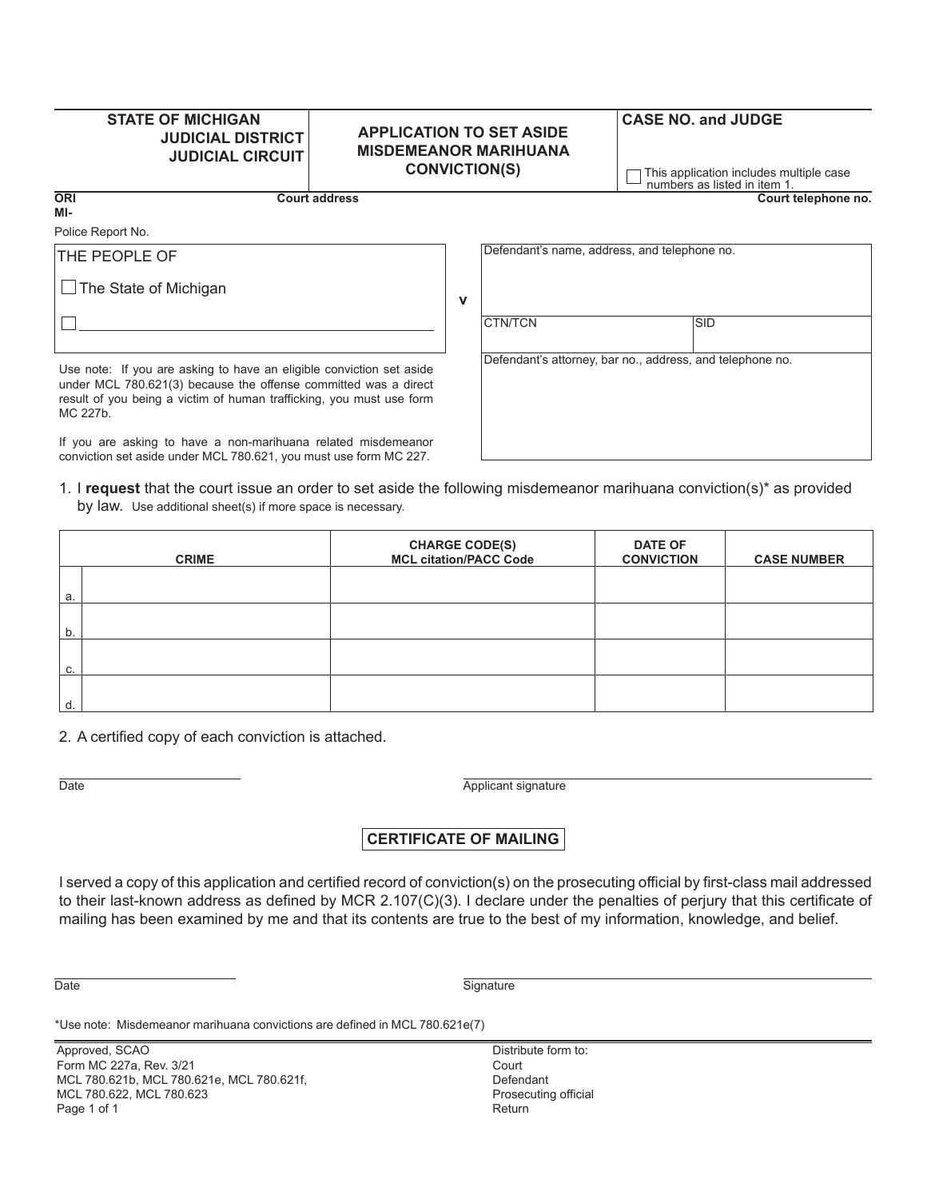| STATE OF MICHIGAN<br>JUDICIAL DISTRICT<br>JUDICIAL CIRCUIT | APPLICATION TO SET ASIDE MISDEMEANOR MARIHUANA CONVICTION(S) | CASE NO. and JUDGE<br><br>☐ This application includes multiple case numbers as listed in item 1. |
|---|---|---|

ORI MI- | Court address | Court telephone no.

Police Report No.

| THE PEOPLE OF<br><br>☐ The State of Michigan<br><br>☐ ____________________ | v | Defendant's name, address, and telephone no. |
|---|---|---|
| | | CTN/TCN \| SID |
| | | Defendant's attorney, bar no., address, and telephone no. |

Use note: If you are asking to have an eligible conviction set aside under MCL 780.621(3) because the offense committed was a direct result of you being a victim of human trafficking, you must use form MC 227b.

If you are asking to have a non-marihuana related misdemeanor conviction set aside under MCL 780.621, you must use form MC 227.

1. I **request** that the court issue an order to set aside the following misdemeanor marihuana conviction(s)* as provided by law. Use additional sheet(s) if more space is necessary.

| | CRIME | CHARGE CODE(S) MCL citation/PACC Code | DATE OF CONVICTION | CASE NUMBER |
|---|---|---|---|---|
| a. | | | | |
| b. | | | | |
| c. | | | | |
| d. | | | | |

2. A certified copy of each conviction is attached.

Date ____________________ Applicant signature ____________________

## CERTIFICATE OF MAILING

I served a copy of this application and certified record of conviction(s) on the prosecuting official by first-class mail addressed to their last-known address as defined by MCR 2.107(C)(3). I declare under the penalties of perjury that this certificate of mailing has been examined by me and that its contents are true to the best of my information, knowledge, and belief.

Date ____________________ Signature ____________________

*Use note: Misdemeanor marihuana convictions are defined in MCL 780.621e(7)

Approved, SCAO
Form MC 227a, Rev. 3/21
MCL 780.621b, MCL 780.621e, MCL 780.621f, MCL 780.622, MCL 780.623

Distribute form to:
Court
Defendant
Prosecuting official
Return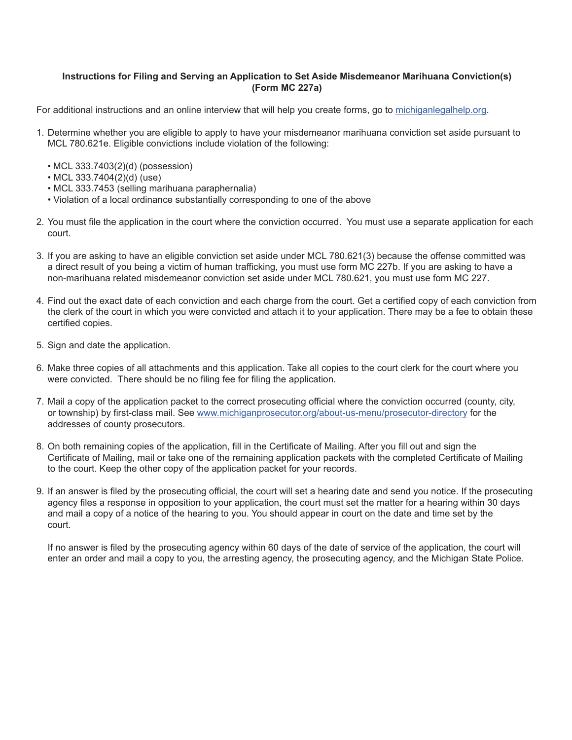**Instructions for Filing and Serving an Application to Set Aside Misdemeanor Marihuana Conviction(s) (Form MC 227a)**

For additional instructions and an online interview that will help you create forms, go to [michiganlegalhelp.org](https://michiganlegalhelp.org).

1. Determine whether you are eligible to apply to have your misdemeanor marihuana conviction set aside pursuant to MCL 780.621e. Eligible convictions include violation of the following:

   - MCL 333.7403(2)(d) (possession)
   - MCL 333.7404(2)(d) (use)
   - MCL 333.7453 (selling marihuana paraphernalia)
   - Violation of a local ordinance substantially corresponding to one of the above

2. You must file the application in the court where the conviction occurred. You must use a separate application for each court.

3. If you are asking to have an eligible conviction set aside under MCL 780.621(3) because the offense committed was a direct result of you being a victim of human trafficking, you must use form MC 227b. If you are asking to have a non-marihuana related misdemeanor conviction set aside under MCL 780.621, you must use form MC 227.

4. Find out the exact date of each conviction and each charge from the court. Get a certified copy of each conviction from the clerk of the court in which you were convicted and attach it to your application. There may be a fee to obtain these certified copies.

5. Sign and date the application.

6. Make three copies of all attachments and this application. Take all copies to the court clerk for the court where you were convicted. There should be no filing fee for filing the application.

7. Mail a copy of the application packet to the correct prosecuting official where the conviction occurred (county, city, or township) by first-class mail. See [www.michiganprosecutor.org/about-us-menu/prosecutor-directory](https://www.michiganprosecutor.org/about-us-menu/prosecutor-directory) for the addresses of county prosecutors.

8. On both remaining copies of the application, fill in the Certificate of Mailing. After you fill out and sign the Certificate of Mailing, mail or take one of the remaining application packets with the completed Certificate of Mailing to the court. Keep the other copy of the application packet for your records.

9. If an answer is filed by the prosecuting official, the court will set a hearing date and send you notice. If the prosecuting agency files a response in opposition to your application, the court must set the matter for a hearing within 30 days and mail a copy of a notice of the hearing to you. You should appear in court on the date and time set by the court.

   If no answer is filed by the prosecuting agency within 60 days of the date of service of the application, the court will enter an order and mail a copy to you, the arresting agency, the prosecuting agency, and the Michigan State Police.